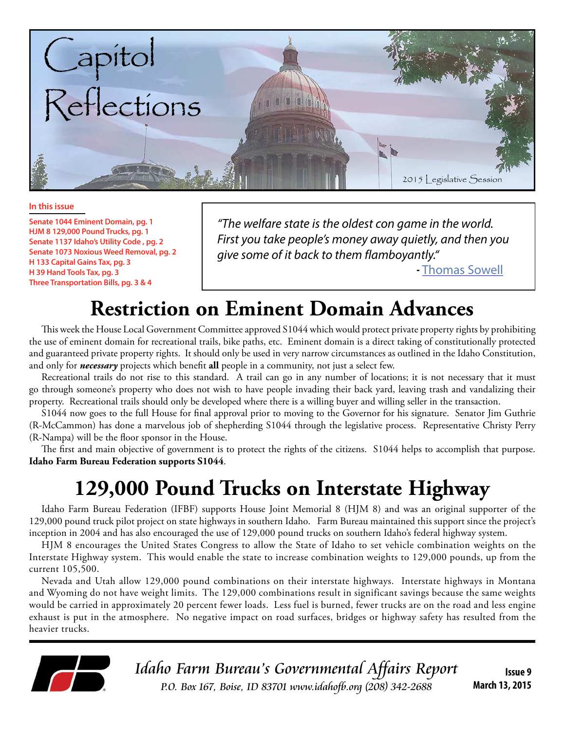# Capitol Reflections

2015 Legislative Session

**In this issue**

- Senate 1044 Eminent Domain, pg. 1
- HJM 8 129,000 Pound Trucks, pg. 1
- Senate 1137 Idaho's Utility Code , pg. 2
- Senate 1073 Noxious Weed Removal, pg. 2
- H 133 Capital Gains Tax, pg. 3
- H 39 Hand Tools Tax, pg. 3
- Three Transportation Bills, pg. 3 & 4

> *"The welfare state is the oldest con game in the world. First you take people's money away quietly, and then you give some of it back to them flamboyantly."*
>
> \- Thomas Sowell

## Restriction on Eminent Domain Advances

This week the House Local Government Committee approved S1044 which would protect private property rights by prohibiting the use of eminent domain for recreational trails, bike paths, etc. Eminent domain is a direct taking of constitutionally protected and guaranteed private property rights. It should only be used in very narrow circumstances as outlined in the Idaho Constitution, and only for ***necessary*** projects which benefit **all** people in a community, not just a select few.

Recreational trails do not rise to this standard. A trail can go in any number of locations; it is not necessary that it must go through someone's property who does not wish to have people invading their back yard, leaving trash and vandalizing their property. Recreational trails should only be developed where there is a willing buyer and willing seller in the transaction.

S1044 now goes to the full House for final approval prior to moving to the Governor for his signature. Senator Jim Guthrie (R-McCammon) has done a marvelous job of shepherding S1044 through the legislative process. Representative Christy Perry (R-Nampa) will be the floor sponsor in the House.

The first and main objective of government is to protect the rights of the citizens. S1044 helps to accomplish that purpose. **Idaho Farm Bureau Federation supports S1044**.

## 129,000 Pound Trucks on Interstate Highway

Idaho Farm Bureau Federation (IFBF) supports House Joint Memorial 8 (HJM 8) and was an original supporter of the 129,000 pound truck pilot project on state highways in southern Idaho. Farm Bureau maintained this support since the project's inception in 2004 and has also encouraged the use of 129,000 pound trucks on southern Idaho's federal highway system.

HJM 8 encourages the United States Congress to allow the State of Idaho to set vehicle combination weights on the Interstate Highway system. This would enable the state to increase combination weights to 129,000 pounds, up from the current 105,500.

Nevada and Utah allow 129,000 pound combinations on their interstate highways. Interstate highways in Montana and Wyoming do not have weight limits. The 129,000 combinations result in significant savings because the same weights would be carried in approximately 20 percent fewer loads. Less fuel is burned, fewer trucks are on the road and less engine exhaust is put in the atmosphere. No negative impact on road surfaces, bridges or highway safety has resulted from the heavier trucks.

*Idaho Farm Bureau's Governmental Affairs Report*
*P.O. Box 167, Boise, ID 83701 www.idahofb.org (208) 342-2688*

Issue 9
March 13, 2015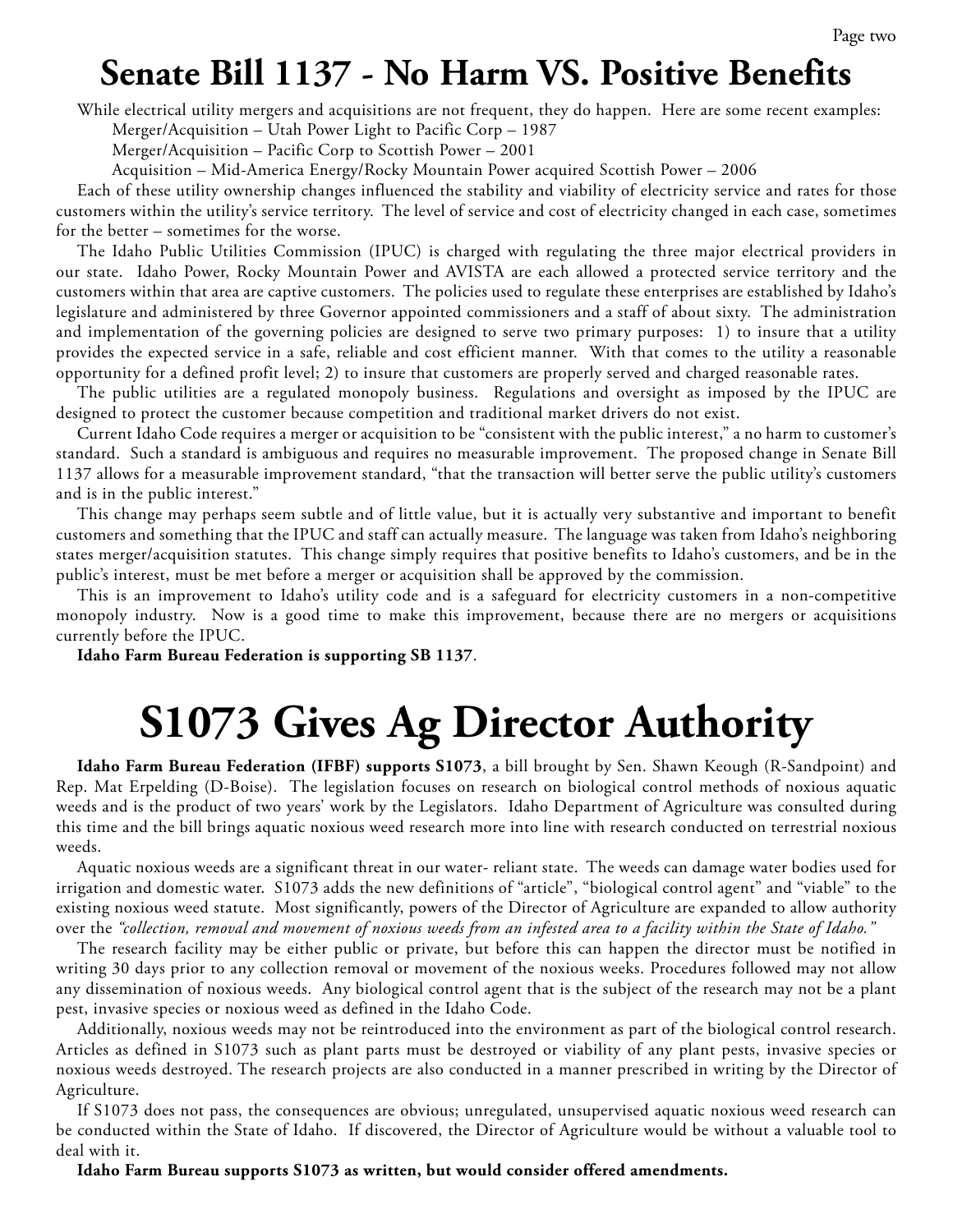# Senate Bill 1137 - No Harm VS. Positive Benefits

While electrical utility mergers and acquisitions are not frequent, they do happen. Here are some recent examples:

Merger/Acquisition – Utah Power Light to Pacific Corp – 1987

Merger/Acquisition – Pacific Corp to Scottish Power – 2001

Acquisition – Mid-America Energy/Rocky Mountain Power acquired Scottish Power – 2006

Each of these utility ownership changes influenced the stability and viability of electricity service and rates for those customers within the utility's service territory. The level of service and cost of electricity changed in each case, sometimes for the better – sometimes for the worse.

The Idaho Public Utilities Commission (IPUC) is charged with regulating the three major electrical providers in our state. Idaho Power, Rocky Mountain Power and AVISTA are each allowed a protected service territory and the customers within that area are captive customers. The policies used to regulate these enterprises are established by Idaho's legislature and administered by three Governor appointed commissioners and a staff of about sixty. The administration and implementation of the governing policies are designed to serve two primary purposes: 1) to insure that a utility provides the expected service in a safe, reliable and cost efficient manner. With that comes to the utility a reasonable opportunity for a defined profit level; 2) to insure that customers are properly served and charged reasonable rates.

The public utilities are a regulated monopoly business. Regulations and oversight as imposed by the IPUC are designed to protect the customer because competition and traditional market drivers do not exist.

Current Idaho Code requires a merger or acquisition to be "consistent with the public interest," a no harm to customer's standard. Such a standard is ambiguous and requires no measurable improvement. The proposed change in Senate Bill 1137 allows for a measurable improvement standard, "that the transaction will better serve the public utility's customers and is in the public interest."

This change may perhaps seem subtle and of little value, but it is actually very substantive and important to benefit customers and something that the IPUC and staff can actually measure. The language was taken from Idaho's neighboring states merger/acquisition statutes. This change simply requires that positive benefits to Idaho's customers, and be in the public's interest, must be met before a merger or acquisition shall be approved by the commission.

This is an improvement to Idaho's utility code and is a safeguard for electricity customers in a non-competitive monopoly industry. Now is a good time to make this improvement, because there are no mergers or acquisitions currently before the IPUC.

**Idaho Farm Bureau Federation is supporting SB 1137**.

# S1073 Gives Ag Director Authority

**Idaho Farm Bureau Federation (IFBF) supports S1073**, a bill brought by Sen. Shawn Keough (R-Sandpoint) and Rep. Mat Erpelding (D-Boise). The legislation focuses on research on biological control methods of noxious aquatic weeds and is the product of two years' work by the Legislators. Idaho Department of Agriculture was consulted during this time and the bill brings aquatic noxious weed research more into line with research conducted on terrestrial noxious weeds.

Aquatic noxious weeds are a significant threat in our water- reliant state. The weeds can damage water bodies used for irrigation and domestic water. S1073 adds the new definitions of "article", "biological control agent" and "viable" to the existing noxious weed statute. Most significantly, powers of the Director of Agriculture are expanded to allow authority over the *"collection, removal and movement of noxious weeds from an infested area to a facility within the State of Idaho."*

The research facility may be either public or private, but before this can happen the director must be notified in writing 30 days prior to any collection removal or movement of the noxious weeks. Procedures followed may not allow any dissemination of noxious weeds. Any biological control agent that is the subject of the research may not be a plant pest, invasive species or noxious weed as defined in the Idaho Code.

Additionally, noxious weeds may not be reintroduced into the environment as part of the biological control research. Articles as defined in S1073 such as plant parts must be destroyed or viability of any plant pests, invasive species or noxious weeds destroyed. The research projects are also conducted in a manner prescribed in writing by the Director of Agriculture.

If S1073 does not pass, the consequences are obvious; unregulated, unsupervised aquatic noxious weed research can be conducted within the State of Idaho. If discovered, the Director of Agriculture would be without a valuable tool to deal with it.

**Idaho Farm Bureau supports S1073 as written, but would consider offered amendments.**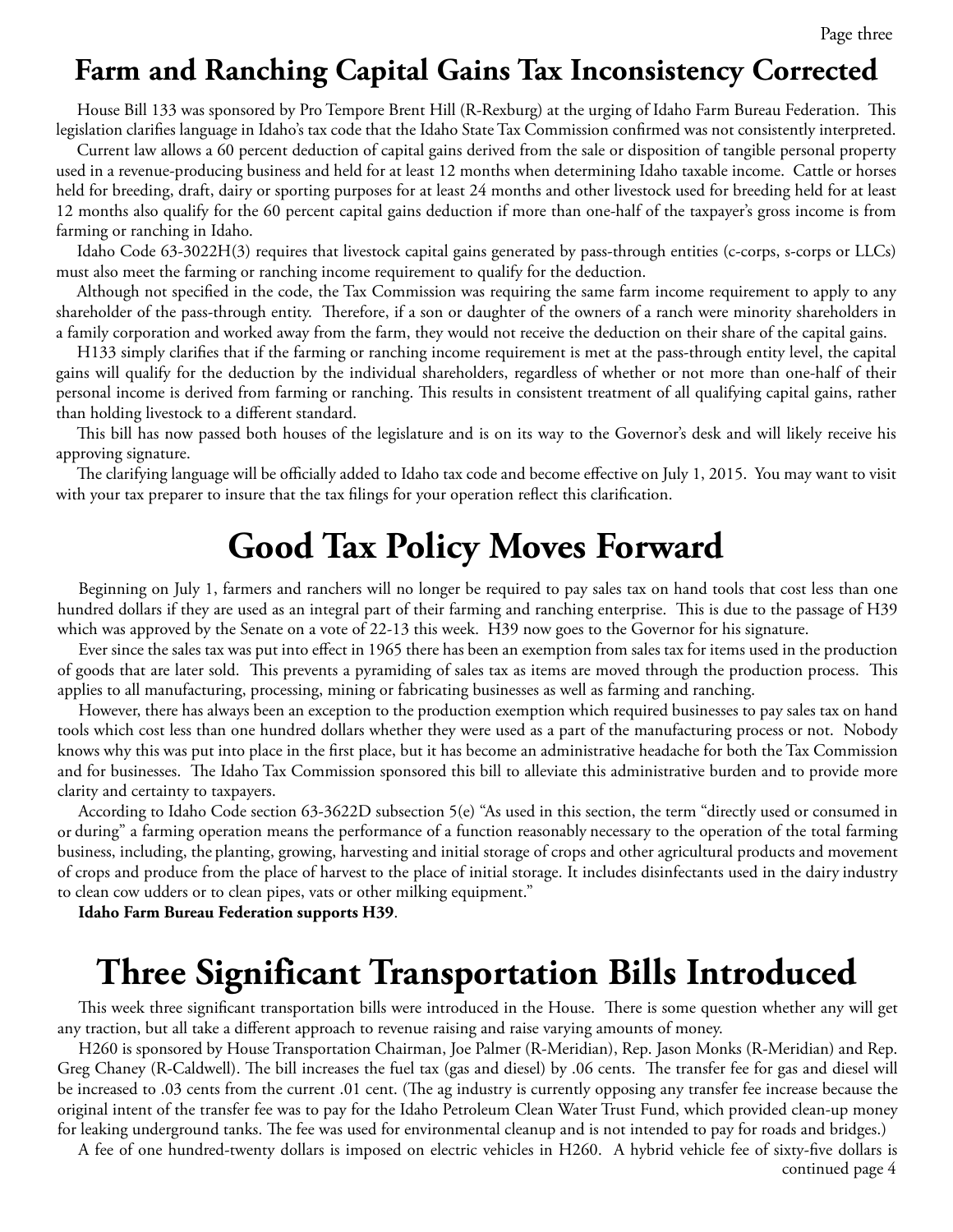## Farm and Ranching Capital Gains Tax Inconsistency Corrected

House Bill 133 was sponsored by Pro Tempore Brent Hill (R-Rexburg) at the urging of Idaho Farm Bureau Federation. This legislation clarifies language in Idaho's tax code that the Idaho State Tax Commission confirmed was not consistently interpreted.

Current law allows a 60 percent deduction of capital gains derived from the sale or disposition of tangible personal property used in a revenue-producing business and held for at least 12 months when determining Idaho taxable income. Cattle or horses held for breeding, draft, dairy or sporting purposes for at least 24 months and other livestock used for breeding held for at least 12 months also qualify for the 60 percent capital gains deduction if more than one-half of the taxpayer's gross income is from farming or ranching in Idaho.

Idaho Code 63-3022H(3) requires that livestock capital gains generated by pass-through entities (c-corps, s-corps or LLCs) must also meet the farming or ranching income requirement to qualify for the deduction.

Although not specified in the code, the Tax Commission was requiring the same farm income requirement to apply to any shareholder of the pass-through entity. Therefore, if a son or daughter of the owners of a ranch were minority shareholders in a family corporation and worked away from the farm, they would not receive the deduction on their share of the capital gains.

H133 simply clarifies that if the farming or ranching income requirement is met at the pass-through entity level, the capital gains will qualify for the deduction by the individual shareholders, regardless of whether or not more than one-half of their personal income is derived from farming or ranching. This results in consistent treatment of all qualifying capital gains, rather than holding livestock to a different standard.

This bill has now passed both houses of the legislature and is on its way to the Governor's desk and will likely receive his approving signature.

The clarifying language will be officially added to Idaho tax code and become effective on July 1, 2015. You may want to visit with your tax preparer to insure that the tax filings for your operation reflect this clarification.

# Good Tax Policy Moves Forward

Beginning on July 1, farmers and ranchers will no longer be required to pay sales tax on hand tools that cost less than one hundred dollars if they are used as an integral part of their farming and ranching enterprise. This is due to the passage of H39 which was approved by the Senate on a vote of 22-13 this week. H39 now goes to the Governor for his signature.

Ever since the sales tax was put into effect in 1965 there has been an exemption from sales tax for items used in the production of goods that are later sold. This prevents a pyramiding of sales tax as items are moved through the production process. This applies to all manufacturing, processing, mining or fabricating businesses as well as farming and ranching.

However, there has always been an exception to the production exemption which required businesses to pay sales tax on hand tools which cost less than one hundred dollars whether they were used as a part of the manufacturing process or not. Nobody knows why this was put into place in the first place, but it has become an administrative headache for both the Tax Commission and for businesses. The Idaho Tax Commission sponsored this bill to alleviate this administrative burden and to provide more clarity and certainty to taxpayers.

According to Idaho Code section 63-3622D subsection 5(e) "As used in this section, the term "directly used or consumed in or during" a farming operation means the performance of a function reasonably necessary to the operation of the total farming business, including, the planting, growing, harvesting and initial storage of crops and other agricultural products and movement of crops and produce from the place of harvest to the place of initial storage. It includes disinfectants used in the dairy industry to clean cow udders or to clean pipes, vats or other milking equipment."

**Idaho Farm Bureau Federation supports H39**.

# Three Significant Transportation Bills Introduced

This week three significant transportation bills were introduced in the House. There is some question whether any will get any traction, but all take a different approach to revenue raising and raise varying amounts of money.

H260 is sponsored by House Transportation Chairman, Joe Palmer (R-Meridian), Rep. Jason Monks (R-Meridian) and Rep. Greg Chaney (R-Caldwell). The bill increases the fuel tax (gas and diesel) by .06 cents. The transfer fee for gas and diesel will be increased to .03 cents from the current .01 cent. (The ag industry is currently opposing any transfer fee increase because the original intent of the transfer fee was to pay for the Idaho Petroleum Clean Water Trust Fund, which provided clean-up money for leaking underground tanks. The fee was used for environmental cleanup and is not intended to pay for roads and bridges.)

A fee of one hundred-twenty dollars is imposed on electric vehicles in H260. A hybrid vehicle fee of sixty-five dollars is

continued page 4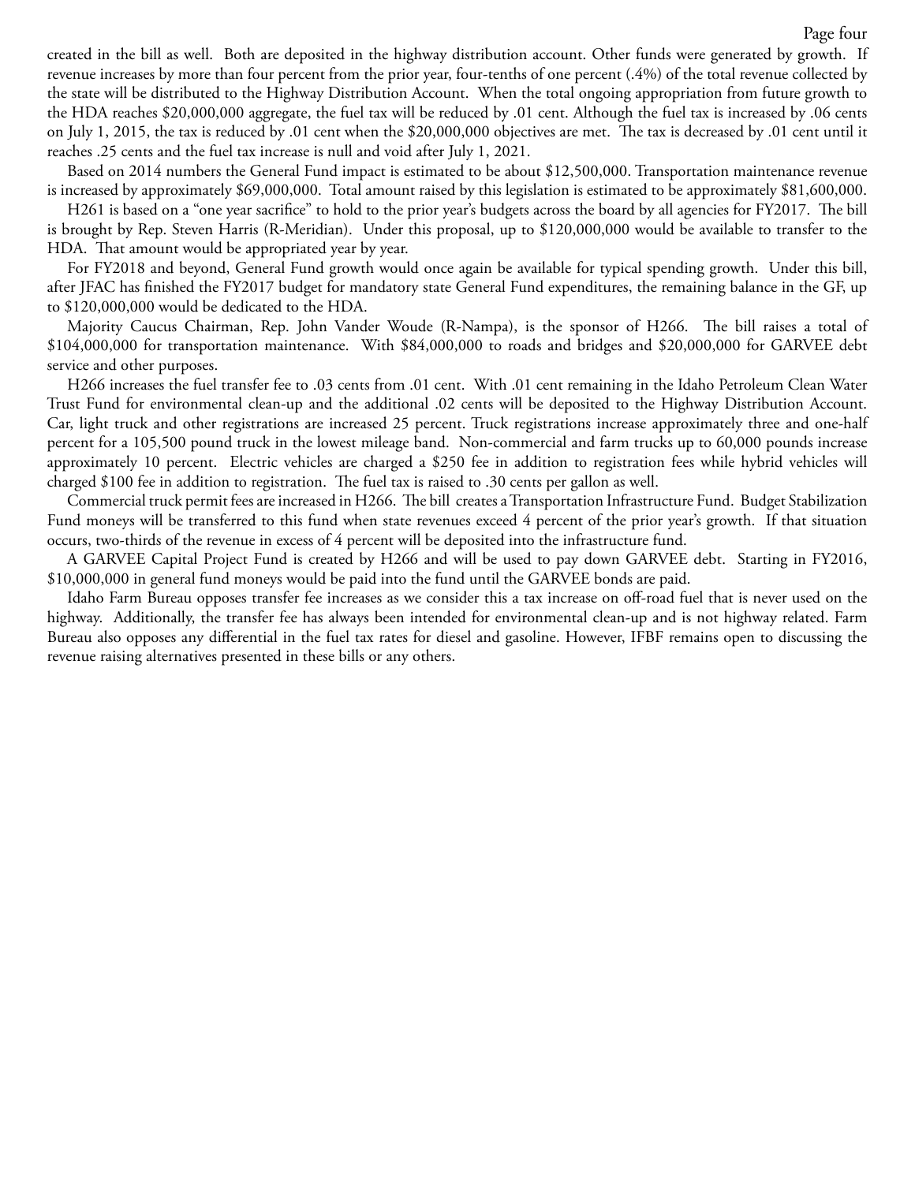created in the bill as well. Both are deposited in the highway distribution account. Other funds were generated by growth. If revenue increases by more than four percent from the prior year, four-tenths of one percent (.4%) of the total revenue collected by the state will be distributed to the Highway Distribution Account. When the total ongoing appropriation from future growth to the HDA reaches $20,000,000 aggregate, the fuel tax will be reduced by .01 cent. Although the fuel tax is increased by .06 cents on July 1, 2015, the tax is reduced by .01 cent when the $20,000,000 objectives are met. The tax is decreased by .01 cent until it reaches .25 cents and the fuel tax increase is null and void after July 1, 2021.

Based on 2014 numbers the General Fund impact is estimated to be about $12,500,000. Transportation maintenance revenue is increased by approximately $69,000,000. Total amount raised by this legislation is estimated to be approximately $81,600,000.

H261 is based on a "one year sacrifice" to hold to the prior year's budgets across the board by all agencies for FY2017. The bill is brought by Rep. Steven Harris (R-Meridian). Under this proposal, up to $120,000,000 would be available to transfer to the HDA. That amount would be appropriated year by year.

For FY2018 and beyond, General Fund growth would once again be available for typical spending growth. Under this bill, after JFAC has finished the FY2017 budget for mandatory state General Fund expenditures, the remaining balance in the GF, up to $120,000,000 would be dedicated to the HDA.

Majority Caucus Chairman, Rep. John Vander Woude (R-Nampa), is the sponsor of H266. The bill raises a total of $104,000,000 for transportation maintenance. With $84,000,000 to roads and bridges and $20,000,000 for GARVEE debt service and other purposes.

H266 increases the fuel transfer fee to .03 cents from .01 cent. With .01 cent remaining in the Idaho Petroleum Clean Water Trust Fund for environmental clean-up and the additional .02 cents will be deposited to the Highway Distribution Account. Car, light truck and other registrations are increased 25 percent. Truck registrations increase approximately three and one-half percent for a 105,500 pound truck in the lowest mileage band. Non-commercial and farm trucks up to 60,000 pounds increase approximately 10 percent. Electric vehicles are charged a $250 fee in addition to registration fees while hybrid vehicles will charged $100 fee in addition to registration. The fuel tax is raised to .30 cents per gallon as well.

Commercial truck permit fees are increased in H266. The bill creates a Transportation Infrastructure Fund. Budget Stabilization Fund moneys will be transferred to this fund when state revenues exceed 4 percent of the prior year's growth. If that situation occurs, two-thirds of the revenue in excess of 4 percent will be deposited into the infrastructure fund.

A GARVEE Capital Project Fund is created by H266 and will be used to pay down GARVEE debt. Starting in FY2016, $10,000,000 in general fund moneys would be paid into the fund until the GARVEE bonds are paid.

Idaho Farm Bureau opposes transfer fee increases as we consider this a tax increase on off-road fuel that is never used on the highway. Additionally, the transfer fee has always been intended for environmental clean-up and is not highway related. Farm Bureau also opposes any differential in the fuel tax rates for diesel and gasoline. However, IFBF remains open to discussing the revenue raising alternatives presented in these bills or any others.